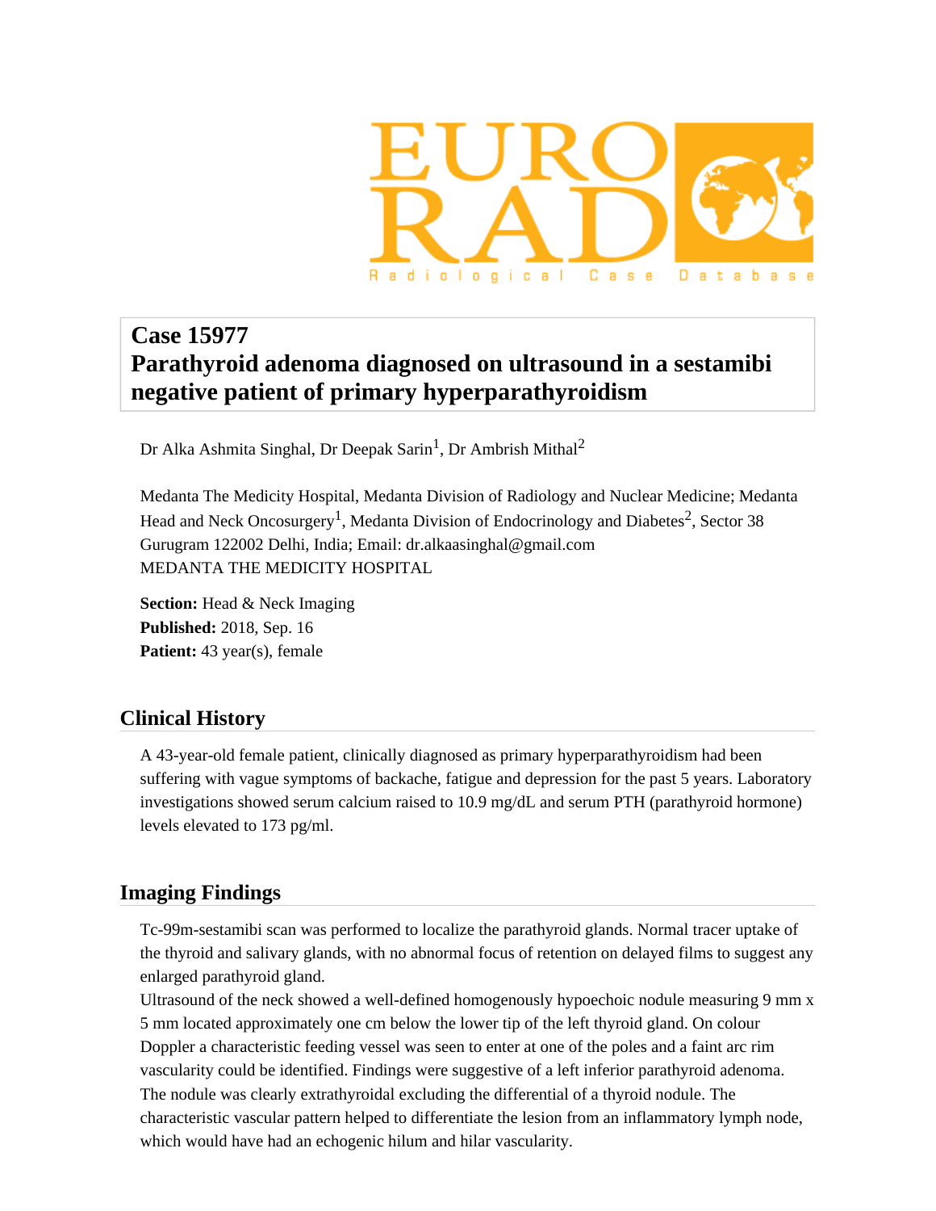# Case 15977
# Parathyroid adenoma diagnosed on ultrasound in a sestamibi negative patient of primary hyperparathyroidism

Dr Alka Ashmita Singhal, Dr Deepak Sarin[1], Dr Ambrish Mithal[2]

Medanta The Medicity Hospital, Medanta Division of Radiology and Nuclear Medicine; Medanta Head and Neck Oncosurgery[1], Medanta Division of Endocrinology and Diabetes[2], Sector 38 Gurugram 122002 Delhi, India; Email: dr.alkaasinghal@gmail.com
MEDANTA THE MEDICITY HOSPITAL

**Section:** Head & Neck Imaging
**Published:** 2018, Sep. 16
**Patient:** 43 year(s), female

## Clinical History

A 43-year-old female patient, clinically diagnosed as primary hyperparathyroidism had been suffering with vague symptoms of backache, fatigue and depression for the past 5 years. Laboratory investigations showed serum calcium raised to 10.9 mg/dL and serum PTH (parathyroid hormone) levels elevated to 173 pg/ml.

## Imaging Findings

Tc-99m-sestamibi scan was performed to localize the parathyroid glands. Normal tracer uptake of the thyroid and salivary glands, with no abnormal focus of retention on delayed films to suggest any enlarged parathyroid gland.
Ultrasound of the neck showed a well-defined homogenously hypoechoic nodule measuring 9 mm x 5 mm located approximately one cm below the lower tip of the left thyroid gland. On colour Doppler a characteristic feeding vessel was seen to enter at one of the poles and a faint arc rim vascularity could be identified. Findings were suggestive of a left inferior parathyroid adenoma. The nodule was clearly extrathyroidal excluding the differential of a thyroid nodule. The characteristic vascular pattern helped to differentiate the lesion from an inflammatory lymph node, which would have had an echogenic hilum and hilar vascularity.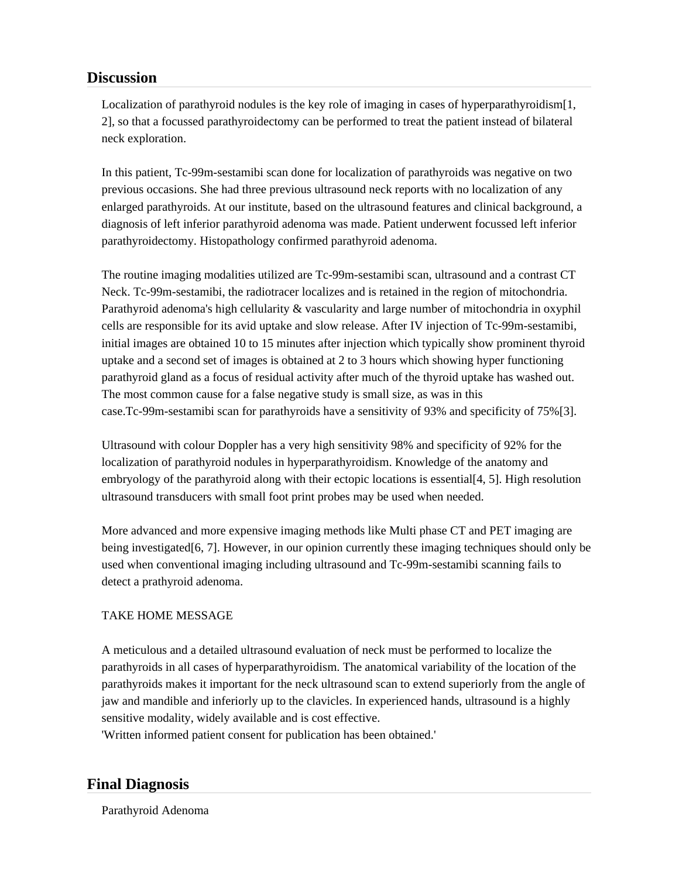## Discussion

Localization of parathyroid nodules is the key role of imaging in cases of hyperparathyroidism[1, 2], so that a focussed parathyroidectomy can be performed to treat the patient instead of bilateral neck exploration.

In this patient, Tc-99m-sestamibi scan done for localization of parathyroids was negative on two previous occasions. She had three previous ultrasound neck reports with no localization of any enlarged parathyroids. At our institute, based on the ultrasound features and clinical background, a diagnosis of left inferior parathyroid adenoma was made. Patient underwent focussed left inferior parathyroidectomy. Histopathology confirmed parathyroid adenoma.

The routine imaging modalities utilized are Tc-99m-sestamibi scan, ultrasound and a contrast CT Neck. Tc-99m-sestamibi, the radiotracer localizes and is retained in the region of mitochondria. Parathyroid adenoma's high cellularity & vascularity and large number of mitochondria in oxyphil cells are responsible for its avid uptake and slow release. After IV injection of Tc-99m-sestamibi, initial images are obtained 10 to 15 minutes after injection which typically show prominent thyroid uptake and a second set of images is obtained at 2 to 3 hours which showing hyper functioning parathyroid gland as a focus of residual activity after much of the thyroid uptake has washed out. The most common cause for a false negative study is small size, as was in this case.Tc-99m-sestamibi scan for parathyroids have a sensitivity of 93% and specificity of 75%[3].

Ultrasound with colour Doppler has a very high sensitivity 98% and specificity of 92% for the localization of parathyroid nodules in hyperparathyroidism. Knowledge of the anatomy and embryology of the parathyroid along with their ectopic locations is essential[4, 5]. High resolution ultrasound transducers with small foot print probes may be used when needed.

More advanced and more expensive imaging methods like Multi phase CT and PET imaging are being investigated[6, 7]. However, in our opinion currently these imaging techniques should only be used when conventional imaging including ultrasound and Tc-99m-sestamibi scanning fails to detect a prathyroid adenoma.

TAKE HOME MESSAGE

A meticulous and a detailed ultrasound evaluation of neck must be performed to localize the parathyroids in all cases of hyperparathyroidism. The anatomical variability of the location of the parathyroids makes it important for the neck ultrasound scan to extend superiorly from the angle of jaw and mandible and inferiorly up to the clavicles. In experienced hands, ultrasound is a highly sensitive modality, widely available and is cost effective.
'Written informed patient consent for publication has been obtained.'

## Final Diagnosis

Parathyroid Adenoma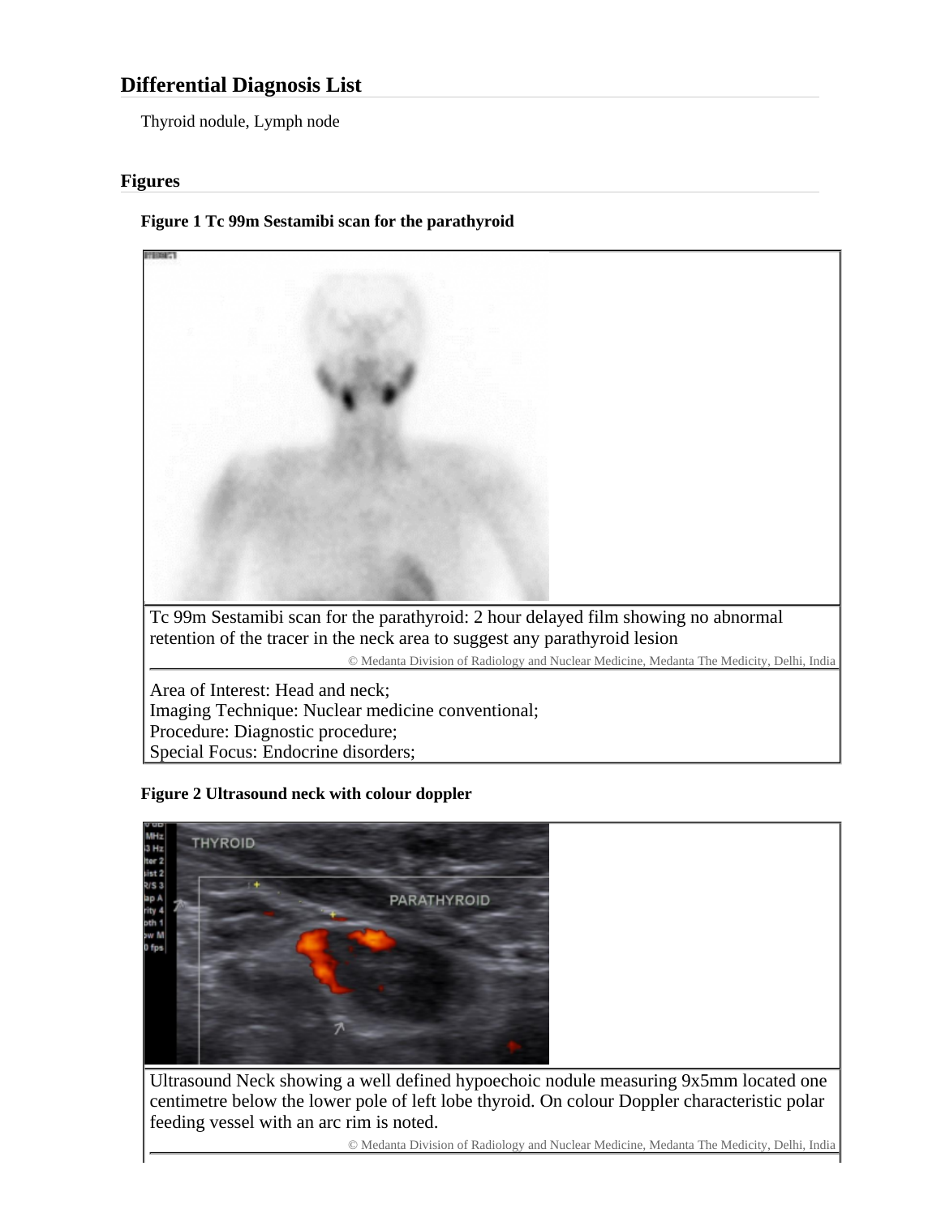## Differential Diagnosis List

Thyroid nodule, Lymph node

### Figures

**Figure 1 Tc 99m Sestamibi scan for the parathyroid**

Tc 99m Sestamibi scan for the parathyroid: 2 hour delayed film showing no abnormal retention of the tracer in the neck area to suggest any parathyroid lesion

© Medanta Division of Radiology and Nuclear Medicine, Medanta The Medicity, Delhi, India

Area of Interest: Head and neck;
Imaging Technique: Nuclear medicine conventional;
Procedure: Diagnostic procedure;
Special Focus: Endocrine disorders;

**Figure 2 Ultrasound neck with colour doppler**

Ultrasound Neck showing a well defined hypoechoic nodule measuring 9x5mm located one centimetre below the lower pole of left lobe thyroid. On colour Doppler characteristic polar feeding vessel with an arc rim is noted.

© Medanta Division of Radiology and Nuclear Medicine, Medanta The Medicity, Delhi, India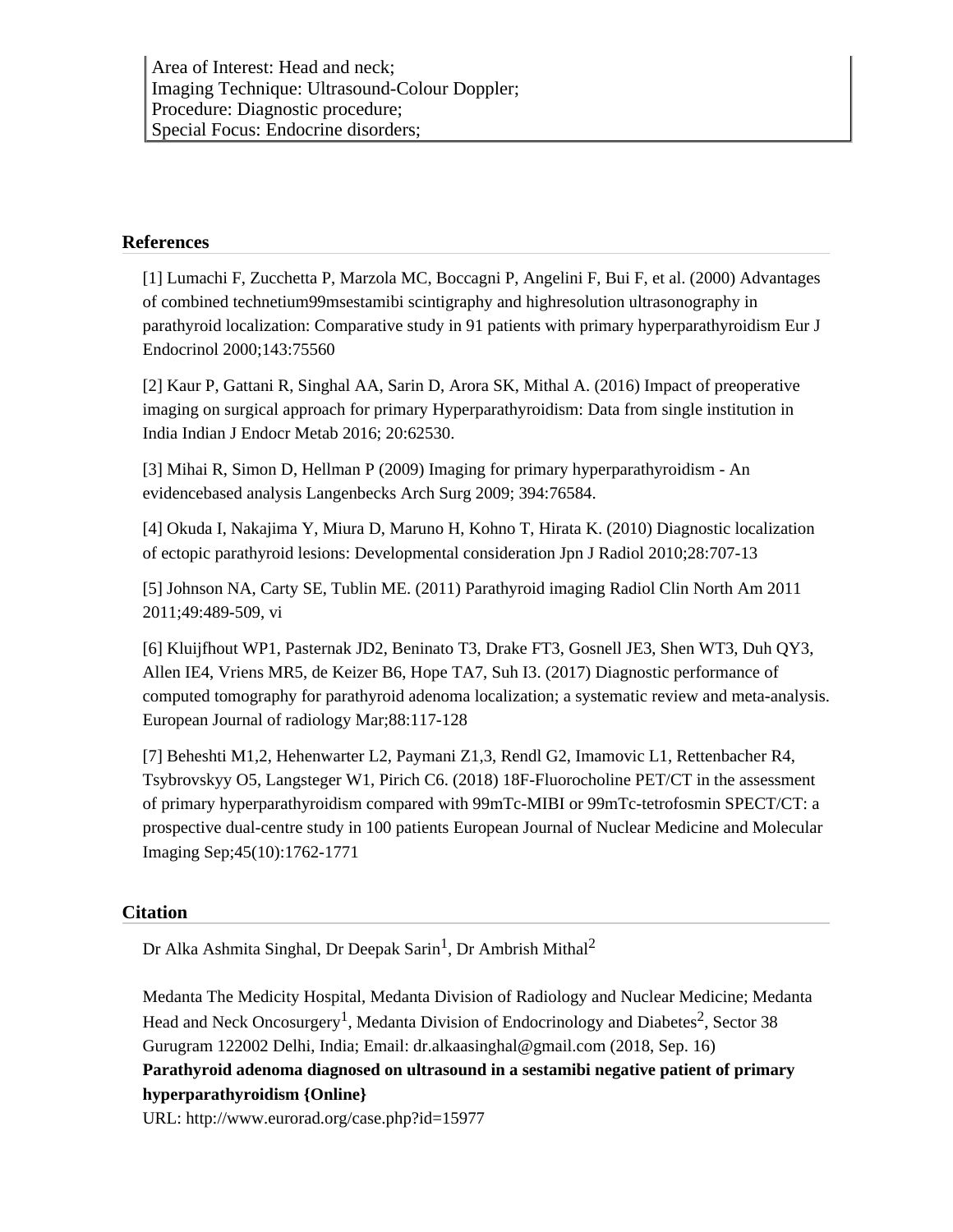Area of Interest: Head and neck;
Imaging Technique: Ultrasound-Colour Doppler;
Procedure: Diagnostic procedure;
Special Focus: Endocrine disorders;

## References

[1] Lumachi F, Zucchetta P, Marzola MC, Boccagni P, Angelini F, Bui F, et al. (2000) Advantages of combined technetium99msestamibi scintigraphy and highresolution ultrasonography in parathyroid localization: Comparative study in 91 patients with primary hyperparathyroidism Eur J Endocrinol 2000;143:75560

[2] Kaur P, Gattani R, Singhal AA, Sarin D, Arora SK, Mithal A. (2016) Impact of preoperative imaging on surgical approach for primary Hyperparathyroidism: Data from single institution in India Indian J Endocr Metab 2016; 20:62530.

[3] Mihai R, Simon D, Hellman P (2009) Imaging for primary hyperparathyroidism - An evidencebased analysis Langenbecks Arch Surg 2009; 394:76584.

[4] Okuda I, Nakajima Y, Miura D, Maruno H, Kohno T, Hirata K. (2010) Diagnostic localization of ectopic parathyroid lesions: Developmental consideration Jpn J Radiol 2010;28:707-13

[5] Johnson NA, Carty SE, Tublin ME. (2011) Parathyroid imaging Radiol Clin North Am 2011 2011;49:489-509, vi

[6] Kluijfhout WP1, Pasternak JD2, Beninato T3, Drake FT3, Gosnell JE3, Shen WT3, Duh QY3, Allen IE4, Vriens MR5, de Keizer B6, Hope TA7, Suh I3. (2017) Diagnostic performance of computed tomography for parathyroid adenoma localization; a systematic review and meta-analysis. European Journal of radiology Mar;88:117-128

[7] Beheshti M1,2, Hehenwarter L2, Paymani Z1,3, Rendl G2, Imamovic L1, Rettenbacher R4, Tsybrovskyy O5, Langsteger W1, Pirich C6. (2018) 18F-Fluorocholine PET/CT in the assessment of primary hyperparathyroidism compared with 99mTc-MIBI or 99mTc-tetrofosmin SPECT/CT: a prospective dual-centre study in 100 patients European Journal of Nuclear Medicine and Molecular Imaging Sep;45(10):1762-1771

## Citation

Dr Alka Ashmita Singhal, Dr Deepak Sarin[1], Dr Ambrish Mithal[2]

Medanta The Medicity Hospital, Medanta Division of Radiology and Nuclear Medicine; Medanta Head and Neck Oncosurgery[1], Medanta Division of Endocrinology and Diabetes[2], Sector 38 Gurugram 122002 Delhi, India; Email: dr.alkaasinghal@gmail.com (2018, Sep. 16)
**Parathyroid adenoma diagnosed on ultrasound in a sestamibi negative patient of primary hyperparathyroidism {Online}**
URL: http://www.eurorad.org/case.php?id=15977